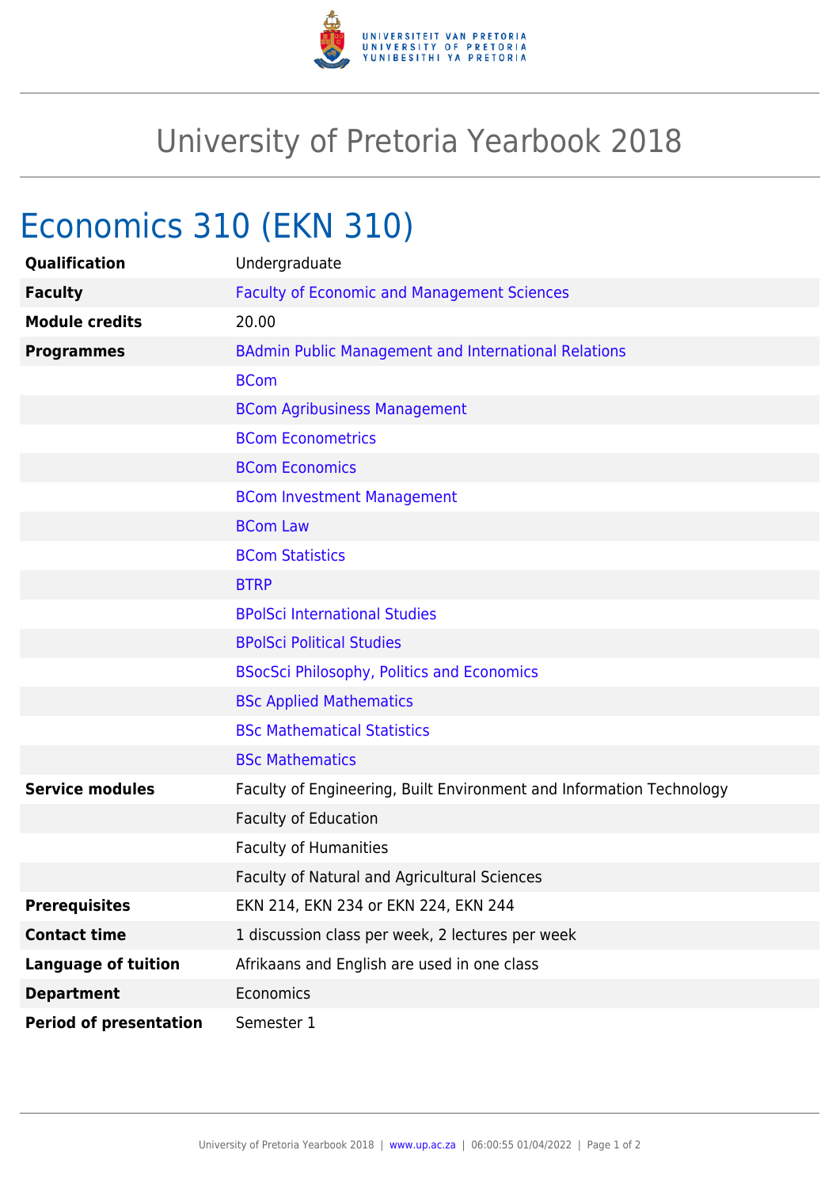# University of Pretoria Yearbook 2018

## Economics 310 (EKN 310)

| | |
|---|---|
| **Qualification** | Undergraduate |
| **Faculty** | Faculty of Economic and Management Sciences |
| **Module credits** | 20.00 |
| **Programmes** | BAdmin Public Management and International Relations |
| | BCom |
| | BCom Agribusiness Management |
| | BCom Econometrics |
| | BCom Economics |
| | BCom Investment Management |
| | BCom Law |
| | BCom Statistics |
| | BTRP |
| | BPolSci International Studies |
| | BPolSci Political Studies |
| | BSocSci Philosophy, Politics and Economics |
| | BSc Applied Mathematics |
| | BSc Mathematical Statistics |
| | BSc Mathematics |
| **Service modules** | Faculty of Engineering, Built Environment and Information Technology |
| | Faculty of Education |
| | Faculty of Humanities |
| | Faculty of Natural and Agricultural Sciences |
| **Prerequisites** | EKN 214, EKN 234 or EKN 224, EKN 244 |
| **Contact time** | 1 discussion class per week, 2 lectures per week |
| **Language of tuition** | Afrikaans and English are used in one class |
| **Department** | Economics |
| **Period of presentation** | Semester 1 |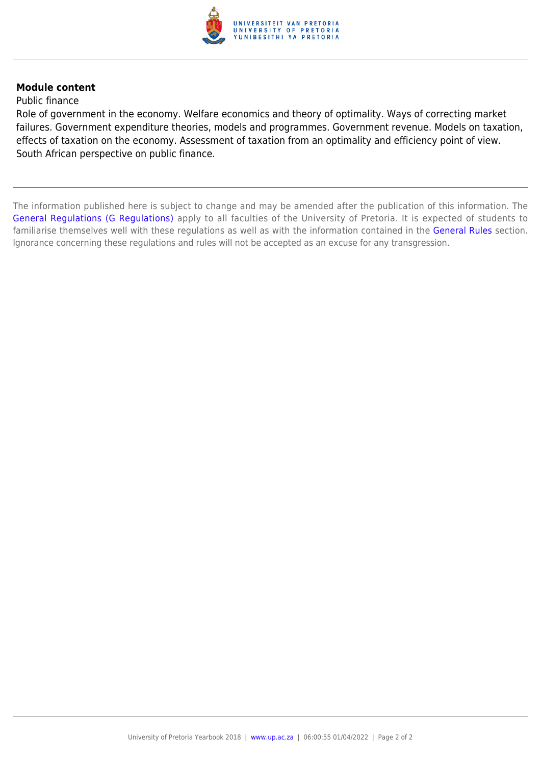**Module content**

Public finance

Role of government in the economy. Welfare economics and theory of optimality. Ways of correcting market failures. Government expenditure theories, models and programmes. Government revenue. Models on taxation, effects of taxation on the economy. Assessment of taxation from an optimality and efficiency point of view. South African perspective on public finance.

The information published here is subject to change and may be amended after the publication of this information. The General Regulations (G Regulations) apply to all faculties of the University of Pretoria. It is expected of students to familiarise themselves well with these regulations as well as with the information contained in the General Rules section. Ignorance concerning these regulations and rules will not be accepted as an excuse for any transgression.